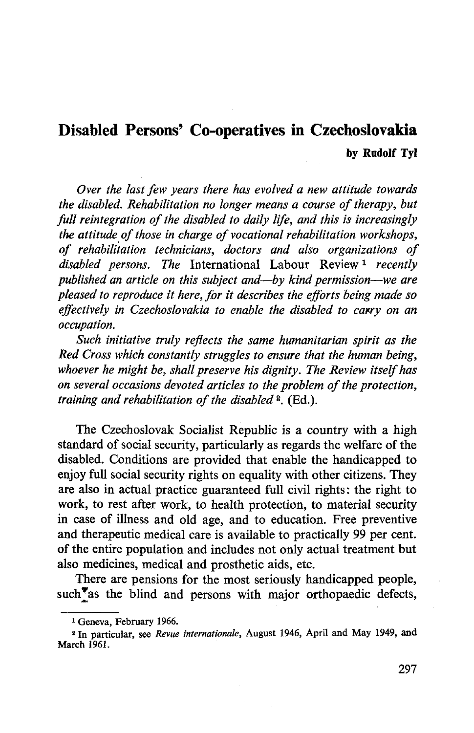# Disabled Persons' Co-operatives in Czechoslovakia

**by Rudolf Tyl**

*Over the last few years there has evolved a new attitude towards the disabled. Rehabilitation no longer means a course of therapy, but full reintegration of the disabled to daily life, and this is increasingly the attitude of those in charge of vocational rehabilitation workshops, of rehabilitation technicians, doctors and also organizations of disabled persons. The* International Labour Review[1] *recently published an article on this subject and—by kind permission—we are pleased to reproduce it here, for it describes the efforts being made so effectively in Czechoslovakia to enable the disabled to carry on an occupation.*

*Such initiative truly reflects the same humanitarian spirit as the Red Cross which constantly struggles to ensure that the human being, whoever he might be, shall preserve his dignity. The Review itself has on several occasions devoted articles to the problem of the protection, training and rehabilitation of the disabled*[2]. (Ed.).

The Czechoslovak Socialist Republic is a country with a high standard of social security, particularly as regards the welfare of the disabled. Conditions are provided that enable the handicapped to enjoy full social security rights on equality with other citizens. They are also in actual practice guaranteed full civil rights: the right to work, to rest after work, to health protection, to material security in case of illness and old age, and to education. Free preventive and therapeutic medical care is available to practically 99 per cent. of the entire population and includes not only actual treatment but also medicines, medical and prosthetic aids, etc.

There are pensions for the most seriously handicapped people, such as the blind and persons with major orthopaedic defects,

---

[1] Geneva, February 1966.

[2] In particular, see *Revue internationale*, August 1946, April and May 1949, and March 1961.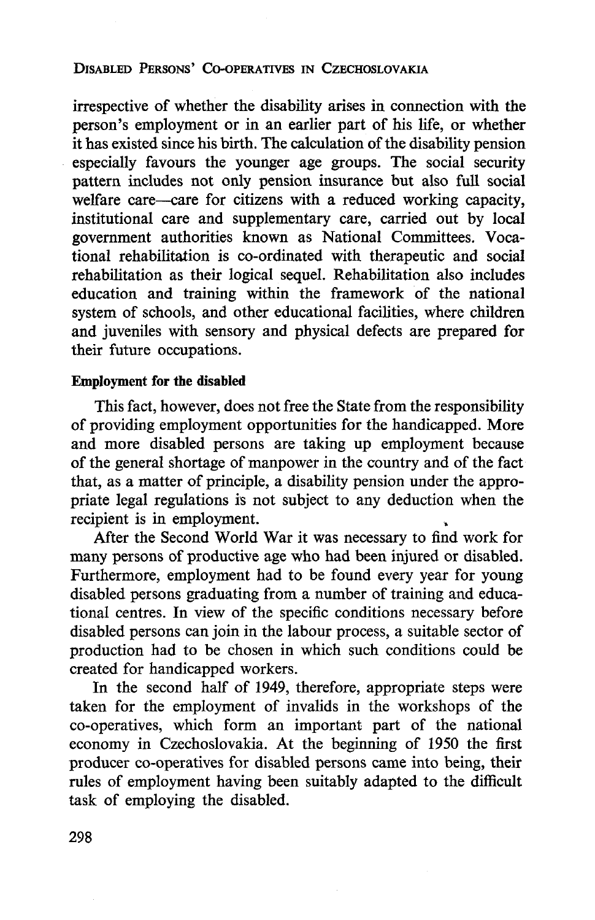irrespective of whether the disability arises in connection with the person's employment or in an earlier part of his life, or whether it has existed since his birth. The calculation of the disability pension especially favours the younger age groups. The social security pattern includes not only pension insurance but also full social welfare care—care for citizens with a reduced working capacity, institutional care and supplementary care, carried out by local government authorities known as National Committees. Vocational rehabilitation is co-ordinated with therapeutic and social rehabilitation as their logical sequel. Rehabilitation also includes education and training within the framework of the national system of schools, and other educational facilities, where children and juveniles with sensory and physical defects are prepared for their future occupations.

### Employment for the disabled

This fact, however, does not free the State from the responsibility of providing employment opportunities for the handicapped. More and more disabled persons are taking up employment because of the general shortage of manpower in the country and of the fact that, as a matter of principle, a disability pension under the appropriate legal regulations is not subject to any deduction when the recipient is in employment.

After the Second World War it was necessary to find work for many persons of productive age who had been injured or disabled. Furthermore, employment had to be found every year for young disabled persons graduating from a number of training and educational centres. In view of the specific conditions necessary before disabled persons can join in the labour process, a suitable sector of production had to be chosen in which such conditions could be created for handicapped workers.

In the second half of 1949, therefore, appropriate steps were taken for the employment of invalids in the workshops of the co-operatives, which form an important part of the national economy in Czechoslovakia. At the beginning of 1950 the first producer co-operatives for disabled persons came into being, their rules of employment having been suitably adapted to the difficult task of employing the disabled.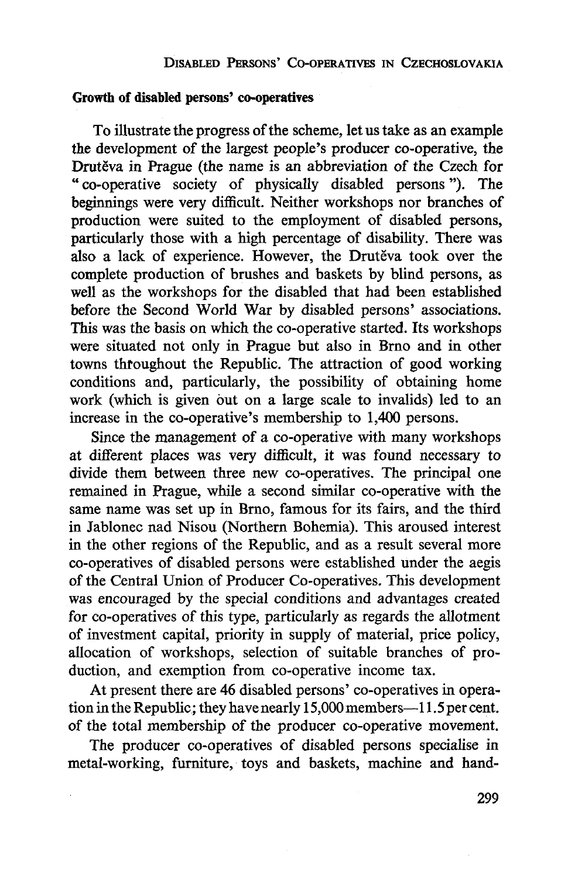## Growth of disabled persons' co-operatives

To illustrate the progress of the scheme, let us take as an example the development of the largest people's producer co-operative, the Druževa in Prague (the name is an abbreviation of the Czech for "co-operative society of physically disabled persons"). The beginnings were very difficult. Neither workshops nor branches of production were suited to the employment of disabled persons, particularly those with a high percentage of disability. There was also a lack of experience. However, the Druteva took over the complete production of brushes and baskets by blind persons, as well as the workshops for the disabled that had been established before the Second World War by disabled persons' associations. This was the basis on which the co-operative started. Its workshops were situated not only in Prague but also in Brno and in other towns throughout the Republic. The attraction of good working conditions and, particularly, the possibility of obtaining home work (which is given out on a large scale to invalids) led to an increase in the co-operative's membership to 1,400 persons.

Since the management of a co-operative with many workshops at different places was very difficult, it was found necessary to divide them between three new co-operatives. The principal one remained in Prague, while a second similar co-operative with the same name was set up in Brno, famous for its fairs, and the third in Jablonec nad Nisou (Northern Bohemia). This aroused interest in the other regions of the Republic, and as a result several more co-operatives of disabled persons were established under the aegis of the Central Union of Producer Co-operatives. This development was encouraged by the special conditions and advantages created for co-operatives of this type, particularly as regards the allotment of investment capital, priority in supply of material, price policy, allocation of workshops, selection of suitable branches of production, and exemption from co-operative income tax.

At present there are 46 disabled persons' co-operatives in operation in the Republic; they have nearly 15,000 members—11.5 per cent. of the total membership of the producer co-operative movement.

The producer co-operatives of disabled persons specialise in metal-working, furniture, toys and baskets, machine and hand-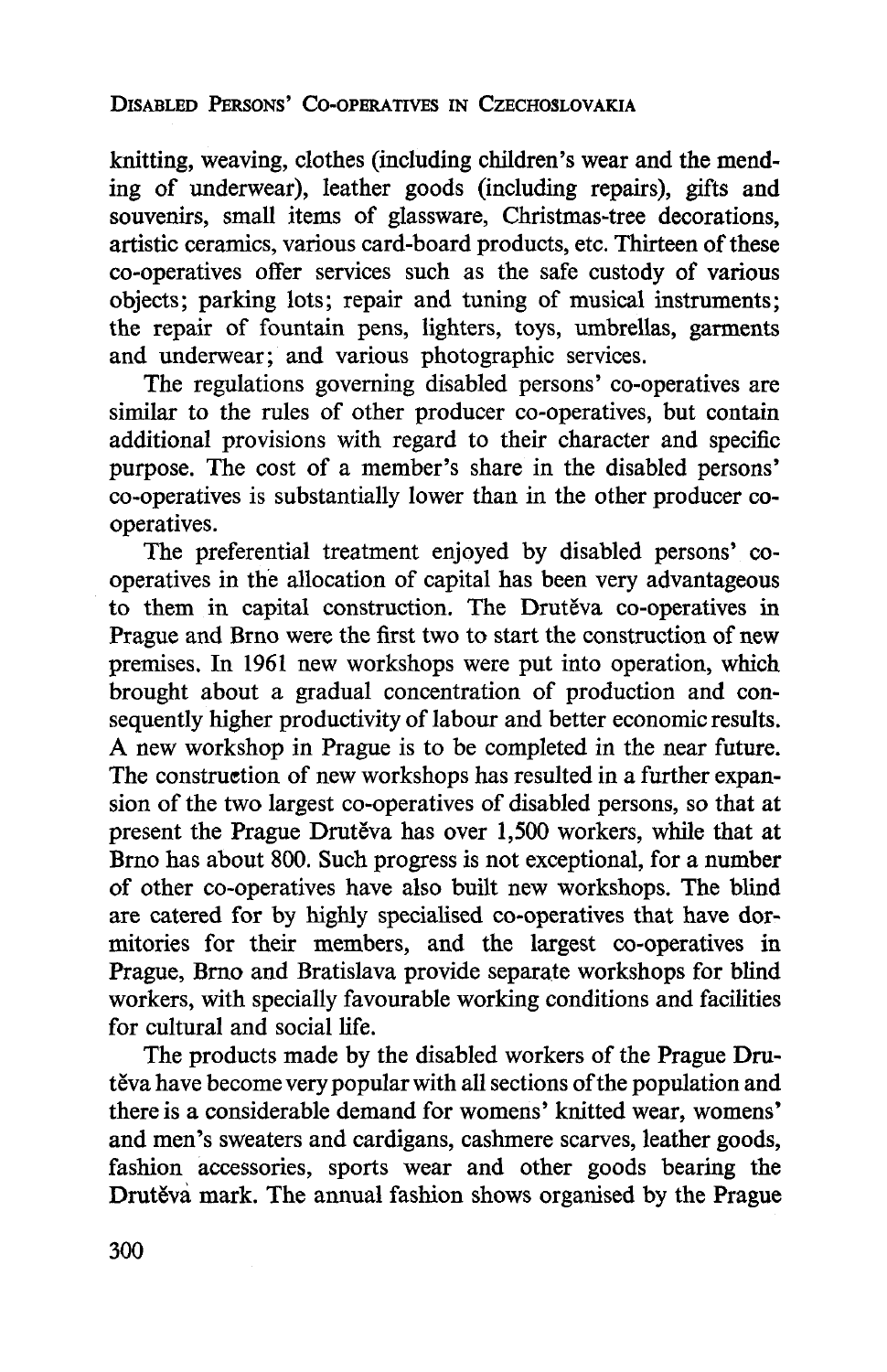knitting, weaving, clothes (including children's wear and the mending of underwear), leather goods (including repairs), gifts and souvenirs, small items of glassware, Christmas-tree decorations, artistic ceramics, various card-board products, etc. Thirteen of these co-operatives offer services such as the safe custody of various objects; parking lots; repair and tuning of musical instruments; the repair of fountain pens, lighters, toys, umbrellas, garments and underwear; and various photographic services.

The regulations governing disabled persons' co-operatives are similar to the rules of other producer co-operatives, but contain additional provisions with regard to their character and specific purpose. The cost of a member's share in the disabled persons' co-operatives is substantially lower than in the other producer co-operatives.

The preferential treatment enjoyed by disabled persons' co-operatives in the allocation of capital has been very advantageous to them in capital construction. The Druteva co-operatives in Prague and Brno were the first two to start the construction of new premises. In 1961 new workshops were put into operation, which brought about a gradual concentration of production and consequently higher productivity of labour and better economic results. A new workshop in Prague is to be completed in the near future. The construction of new workshops has resulted in a further expansion of the two largest co-operatives of disabled persons, so that at present the Prague Druteva has over 1,500 workers, while that at Brno has about 800. Such progress is not exceptional, for a number of other co-operatives have also built new workshops. The blind are catered for by highly specialised co-operatives that have dormitories for their members, and the largest co-operatives in Prague, Brno and Bratislava provide separate workshops for blind workers, with specially favourable working conditions and facilities for cultural and social life.

The products made by the disabled workers of the Prague Druteva have become very popular with all sections of the population and there is a considerable demand for womens' knitted wear, womens' and men's sweaters and cardigans, cashmere scarves, leather goods, fashion accessories, sports wear and other goods bearing the Druteva mark. The annual fashion shows organised by the Prague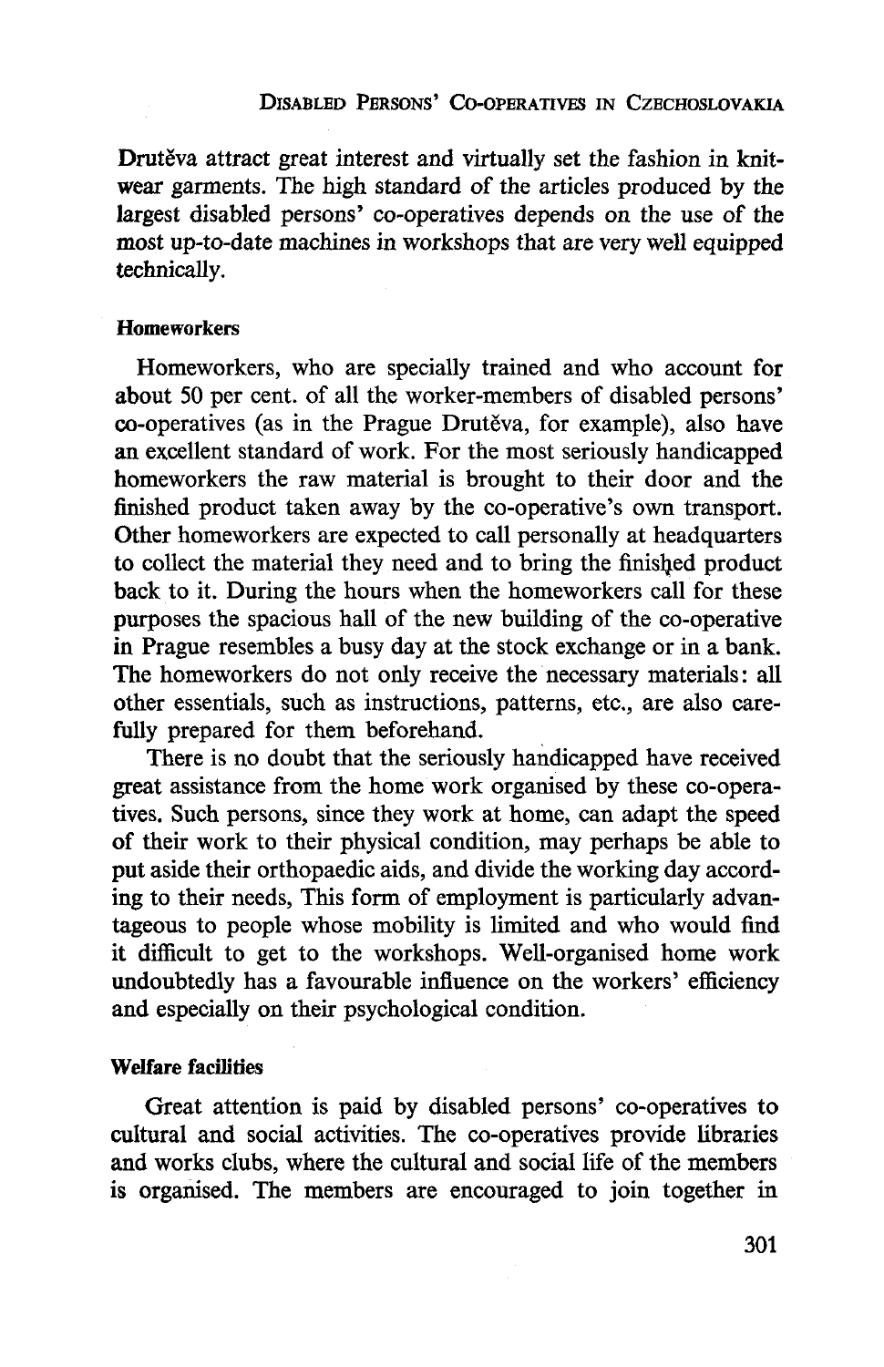Drutěva attract great interest and virtually set the fashion in knitwear garments. The high standard of the articles produced by the largest disabled persons' co-operatives depends on the use of the most up-to-date machines in workshops that are very well equipped technically.

### Homeworkers

Homeworkers, who are specially trained and who account for about 50 per cent. of all the worker-members of disabled persons' co-operatives (as in the Prague Drutěva, for example), also have an excellent standard of work. For the most seriously handicapped homeworkers the raw material is brought to their door and the finished product taken away by the co-operative's own transport. Other homeworkers are expected to call personally at headquarters to collect the material they need and to bring the finished product back to it. During the hours when the homeworkers call for these purposes the spacious hall of the new building of the co-operative in Prague resembles a busy day at the stock exchange or in a bank. The homeworkers do not only receive the necessary materials: all other essentials, such as instructions, patterns, etc., are also carefully prepared for them beforehand.

There is no doubt that the seriously handicapped have received great assistance from the home work organised by these co-operatives. Such persons, since they work at home, can adapt the speed of their work to their physical condition, may perhaps be able to put aside their orthopaedic aids, and divide the working day according to their needs, This form of employment is particularly advantageous to people whose mobility is limited and who would find it difficult to get to the workshops. Well-organised home work undoubtedly has a favourable influence on the workers' efficiency and especially on their psychological condition.

### Welfare facilities

Great attention is paid by disabled persons' co-operatives to cultural and social activities. The co-operatives provide libraries and works clubs, where the cultural and social life of the members is organised. The members are encouraged to join together in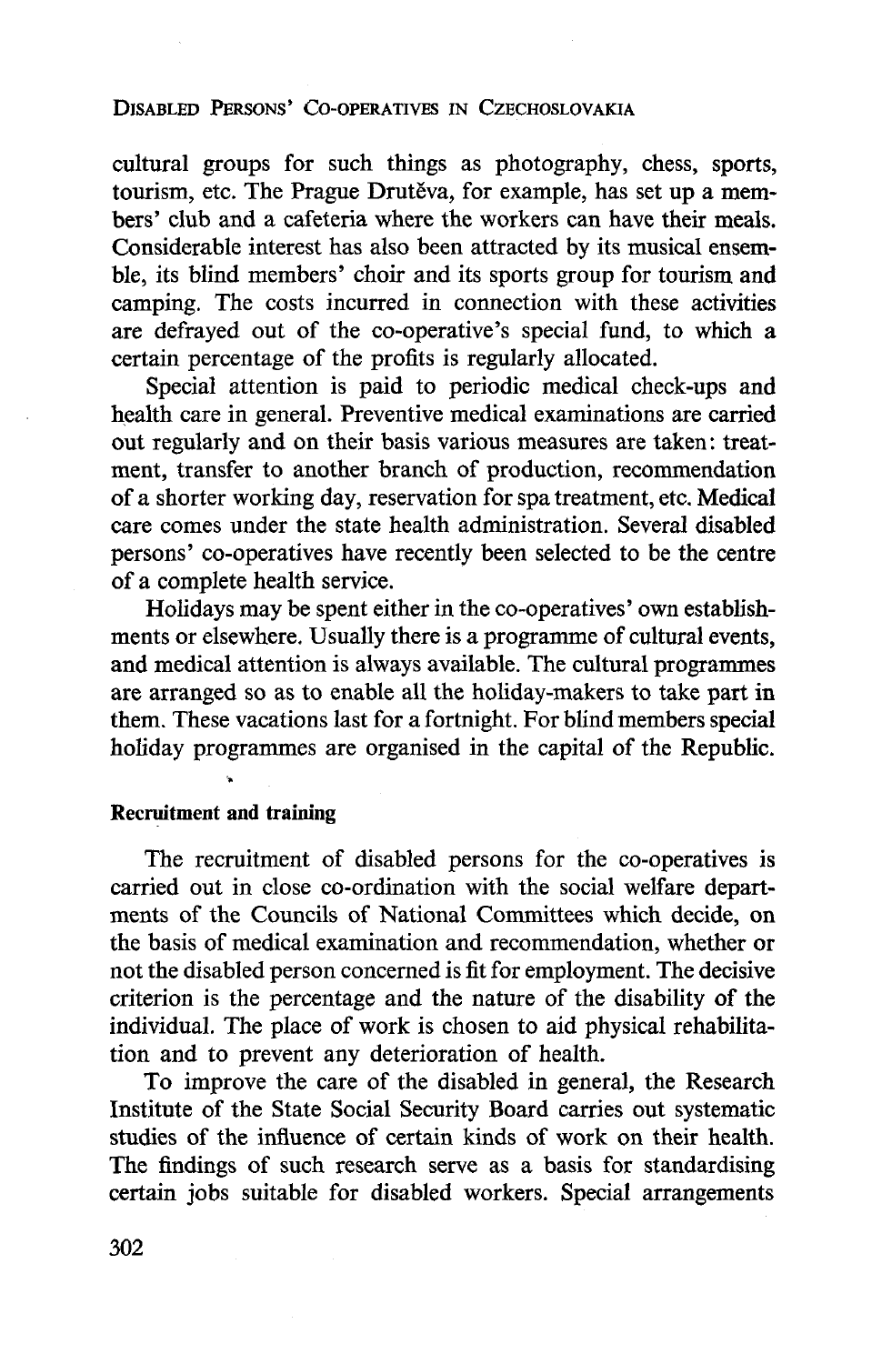cultural groups for such things as photography, chess, sports, tourism, etc. The Prague Druteva, for example, has set up a members' club and a cafeteria where the workers can have their meals. Considerable interest has also been attracted by its musical ensemble, its blind members' choir and its sports group for tourism and camping. The costs incurred in connection with these activities are defrayed out of the co-operative's special fund, to which a certain percentage of the profits is regularly allocated.

Special attention is paid to periodic medical check-ups and health care in general. Preventive medical examinations are carried out regularly and on their basis various measures are taken: treatment, transfer to another branch of production, recommendation of a shorter working day, reservation for spa treatment, etc. Medical care comes under the state health administration. Several disabled persons' co-operatives have recently been selected to be the centre of a complete health service.

Holidays may be spent either in the co-operatives' own establishments or elsewhere. Usually there is a programme of cultural events, and medical attention is always available. The cultural programmes are arranged so as to enable all the holiday-makers to take part in them. These vacations last for a fortnight. For blind members special holiday programmes are organised in the capital of the Republic.

**Recruitment and training**

The recruitment of disabled persons for the co-operatives is carried out in close co-ordination with the social welfare departments of the Councils of National Committees which decide, on the basis of medical examination and recommendation, whether or not the disabled person concerned is fit for employment. The decisive criterion is the percentage and the nature of the disability of the individual. The place of work is chosen to aid physical rehabilitation and to prevent any deterioration of health.

To improve the care of the disabled in general, the Research Institute of the State Social Security Board carries out systematic studies of the influence of certain kinds of work on their health. The findings of such research serve as a basis for standardising certain jobs suitable for disabled workers. Special arrangements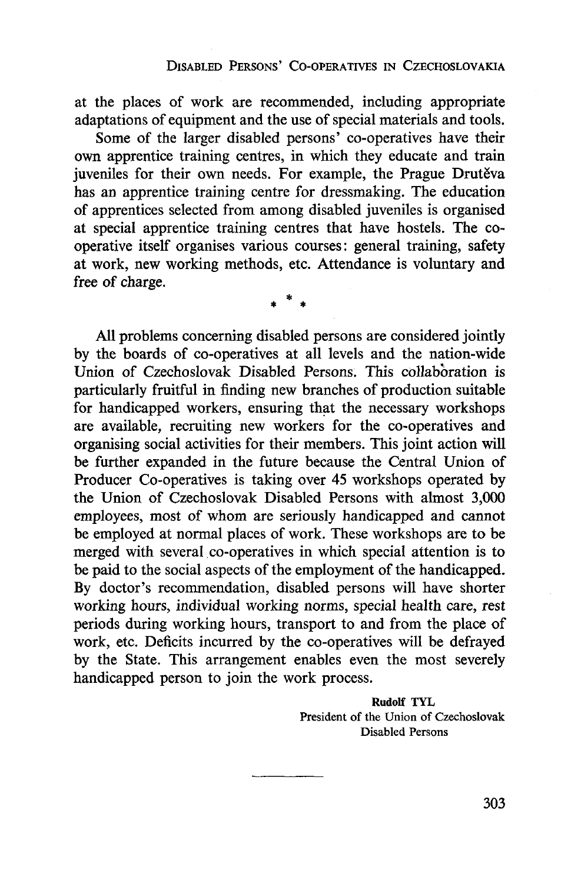at the places of work are recommended, including appropriate adaptations of equipment and the use of special materials and tools.

Some of the larger disabled persons' co-operatives have their own apprentice training centres, in which they educate and train juveniles for their own needs. For example, the Prague Drutěva has an apprentice training centre for dressmaking. The education of apprentices selected from among disabled juveniles is organised at special apprentice training centres that have hostels. The co-operative itself organises various courses: general training, safety at work, new working methods, etc. Attendance is voluntary and free of charge.

\* \* \*

All problems concerning disabled persons are considered jointly by the boards of co-operatives at all levels and the nation-wide Union of Czechoslovak Disabled Persons. This collaboration is particularly fruitful in finding new branches of production suitable for handicapped workers, ensuring that the necessary workshops are available, recruiting new workers for the co-operatives and organising social activities for their members. This joint action will be further expanded in the future because the Central Union of Producer Co-operatives is taking over 45 workshops operated by the Union of Czechoslovak Disabled Persons with almost 3,000 employees, most of whom are seriously handicapped and cannot be employed at normal places of work. These workshops are to be merged with several co-operatives in which special attention is to be paid to the social aspects of the employment of the handicapped. By doctor's recommendation, disabled persons will have shorter working hours, individual working norms, special health care, rest periods during working hours, transport to and from the place of work, etc. Deficits incurred by the co-operatives will be defrayed by the State. This arrangement enables even the most severely handicapped person to join the work process.

**Rudolf TYL**
President of the Union of Czechoslovak Disabled Persons